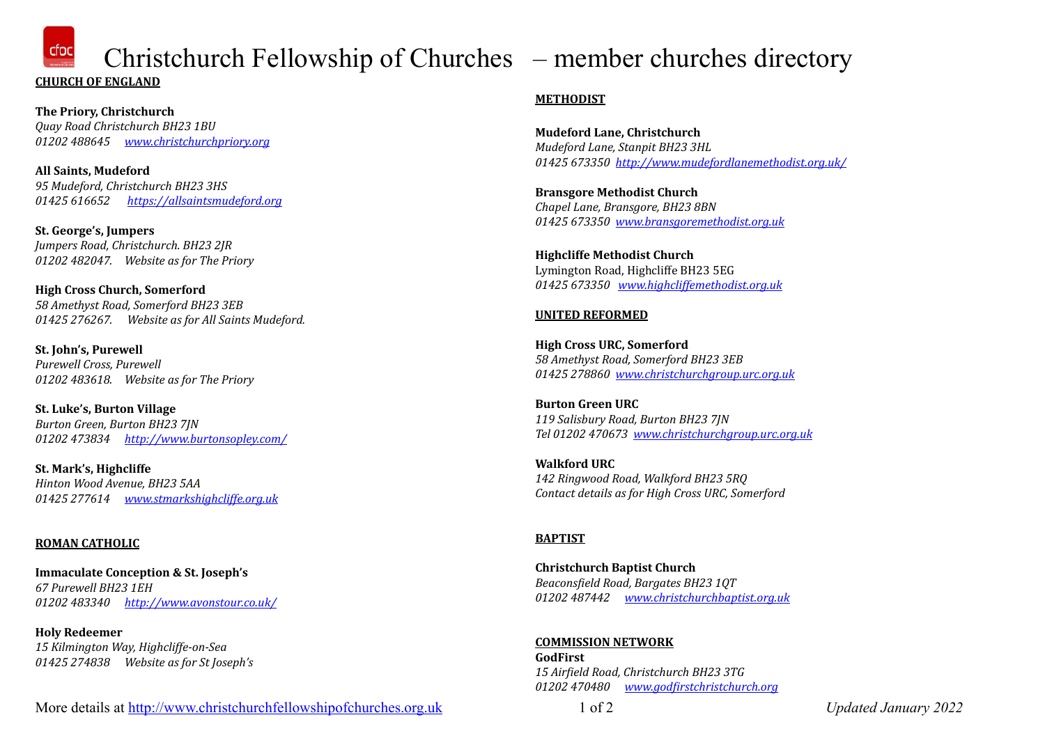# Christchurch Fellowship of Churches – member churches directory

## CHURCH OF ENGLAND

**The Priory, Christchurch**
*Quay Road Christchurch BH23 1BU*
*01202 488645 [www.christchurchpriory.org](www.christchurchpriory.org)*

**All Saints, Mudeford**
*95 Mudeford, Christchurch BH23 3HS*
*01425 616652 [https://allsaintsmudeford.org](https://allsaintsmudeford.org)*

**St. George's, Jumpers**
*Jumpers Road, Christchurch. BH23 2JR*
*01202 482047. Website as for The Priory*

**High Cross Church, Somerford**
*58 Amethyst Road, Somerford BH23 3EB*
*01425 276267. Website as for All Saints Mudeford.*

**St. John's, Purewell**
*Purewell Cross, Purewell*
*01202 483618. Website as for The Priory*

**St. Luke's, Burton Village**
*Burton Green, Burton BH23 7JN*
*01202 473834 [http://www.burtonsopley.com/](http://www.burtonsopley.com/)*

**St. Mark's, Highcliffe**
*Hinton Wood Avenue, BH23 5AA*
*01425 277614 [www.stmarkshighcliffe.org.uk](www.stmarkshighcliffe.org.uk)*

## ROMAN CATHOLIC

**Immaculate Conception & St. Joseph's**
*67 Purewell BH23 1EH*
*01202 483340 [http://www.avonstour.co.uk/](http://www.avonstour.co.uk/)*

**Holy Redeemer**
*15 Kilmington Way, Highcliffe-on-Sea*
*01425 274838 Website as for St Joseph's*

## METHODIST

**Mudeford Lane, Christchurch**
*Mudeford Lane, Stanpit BH23 3HL*
*01425 673350 [http://www.mudefordlanemethodist.org.uk/](http://www.mudefordlanemethodist.org.uk/)*

**Bransgore Methodist Church**
*Chapel Lane, Bransgore, BH23 8BN*
*01425 673350 [www.bransgoremethodist.org.uk](www.bransgoremethodist.org.uk)*

**Highcliffe Methodist Church**
Lymington Road, Highcliffe BH23 5EG
*01425 673350 [www.highcliffemethodist.org.uk](www.highcliffemethodist.org.uk)*

## UNITED REFORMED

**High Cross URC, Somerford**
*58 Amethyst Road, Somerford BH23 3EB*
*01425 278860 [www.christchurchgroup.urc.org.uk](www.christchurchgroup.urc.org.uk)*

**Burton Green URC**
*119 Salisbury Road, Burton BH23 7JN*
*Tel 01202 470673 [www.christchurchgroup.urc.org.uk](www.christchurchgroup.urc.org.uk)*

**Walkford URC**
*142 Ringwood Road, Walkford BH23 5RQ*
*Contact details as for High Cross URC, Somerford*

## BAPTIST

**Christchurch Baptist Church**
*Beaconsfield Road, Bargates BH23 1QT*
*01202 487442 [www.christchurchbaptist.org.uk](www.christchurchbaptist.org.uk)*

## COMMISSION NETWORK

**GodFirst**
*15 Airfield Road, Christchurch BH23 3TG*
*01202 470480 [www.godfirstchristchurch.org](www.godfirstchristchurch.org)*

More details at [http://www.christchurchfellowshipofchurches.org.uk](http://www.christchurchfellowshipofchurches.org.uk)

*Updated January 2022*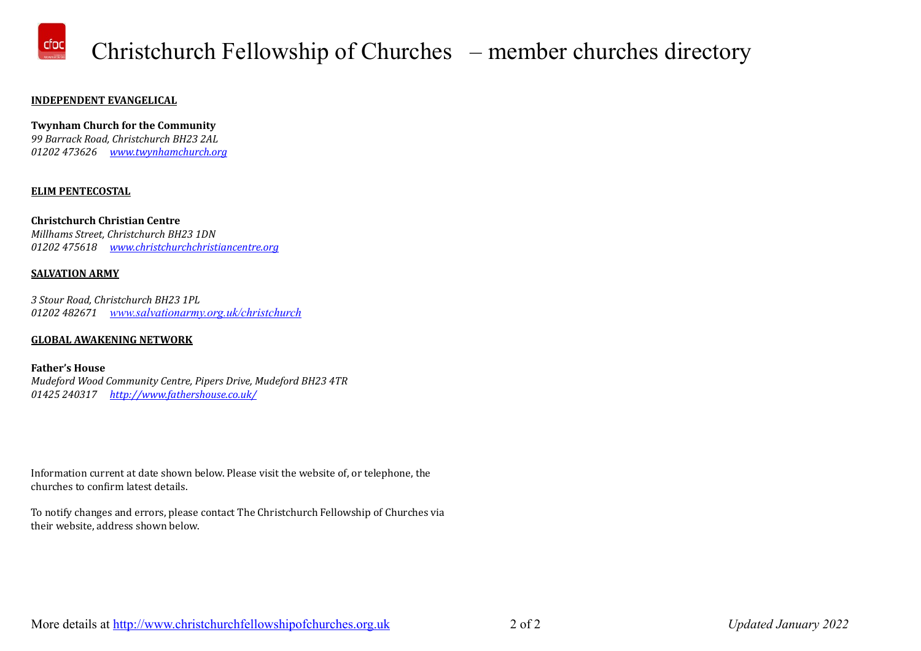# Christchurch Fellowship of Churches – member churches directory

**INDEPENDENT EVANGELICAL**

**Twynham Church for the Community**
*99 Barrack Road, Christchurch BH23 2AL*
*01202 473626* *[www.twynhamchurch.org](http://www.twynhamchurch.org)*

**ELIM PENTECOSTAL**

**Christchurch Christian Centre**
*Millhams Street, Christchurch BH23 1DN*
*01202 475618* *[www.christchurchchristiancentre.org](http://www.christchurchchristiancentre.org)*

**SALVATION ARMY**

*3 Stour Road, Christchurch BH23 1PL*
*01202 482671* *[www.salvationarmy.org.uk/christchurch](http://www.salvationarmy.org.uk/christchurch)*

**GLOBAL AWAKENING NETWORK**

**Father's House**
*Mudeford Wood Community Centre, Pipers Drive, Mudeford BH23 4TR*
*01425 240317* *[http://www.fathershouse.co.uk/](http://www.fathershouse.co.uk/)*

Information current at date shown below. Please visit the website of, or telephone, the churches to confirm latest details.

To notify changes and errors, please contact The Christchurch Fellowship of Churches via their website, address shown below.

More details at [http://www.christchurchfellowshipofchurches.org.uk](http://www.christchurchfellowshipofchurches.org.uk)

*Updated January 2022*